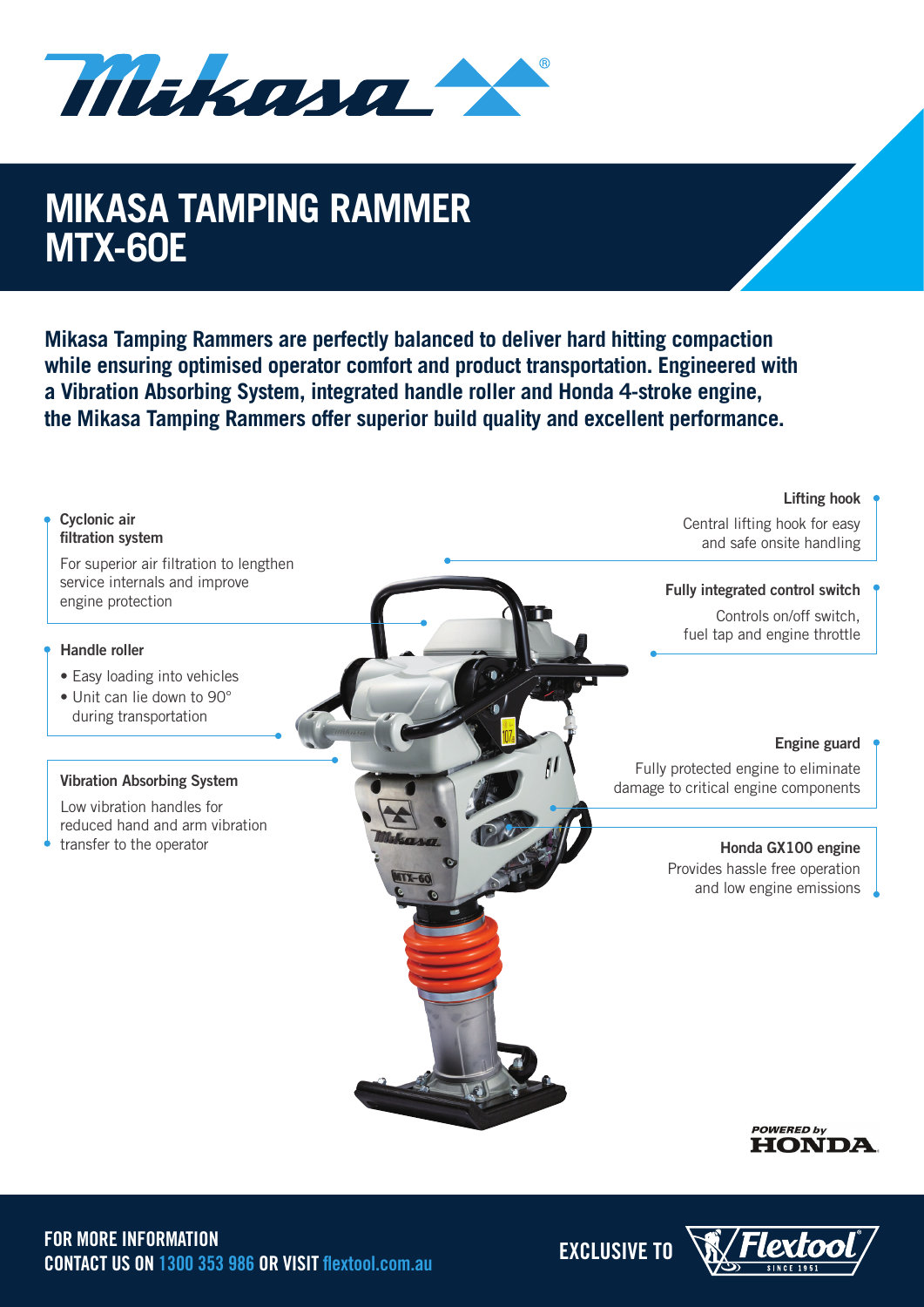# MIKASA TAMPING RAMMER MTX-60E

**Mikasa Tamping Rammers are perfectly balanced to deliver hard hitting compaction while ensuring optimised operator comfort and product transportation. Engineered with a Vibration Absorbing System, integrated handle roller and Honda 4-stroke engine, the Mikasa Tamping Rammers offer superior build quality and excellent performance.**

**Cyclonic air filtration system**

For superior air filtration to lengthen service internals and improve engine protection

**Handle roller**

- Easy loading into vehicles
- Unit can lie down to 90° during transportation

**Vibration Absorbing System**

Low vibration handles for reduced hand and arm vibration transfer to the operator

**Lifting hook**

Central lifting hook for easy and safe onsite handling

**Fully integrated control switch**

Controls on/off switch, fuel tap and engine throttle

**Engine guard**

Fully protected engine to eliminate damage to critical engine components

**Honda GX100 engine**

Provides hassle free operation and low engine emissions

POWERED by HONDA

**FOR MORE INFORMATION**
**CONTACT US ON 1300 353 986 OR VISIT flextool.com.au**

**EXCLUSIVE TO** Flextool SINCE 1951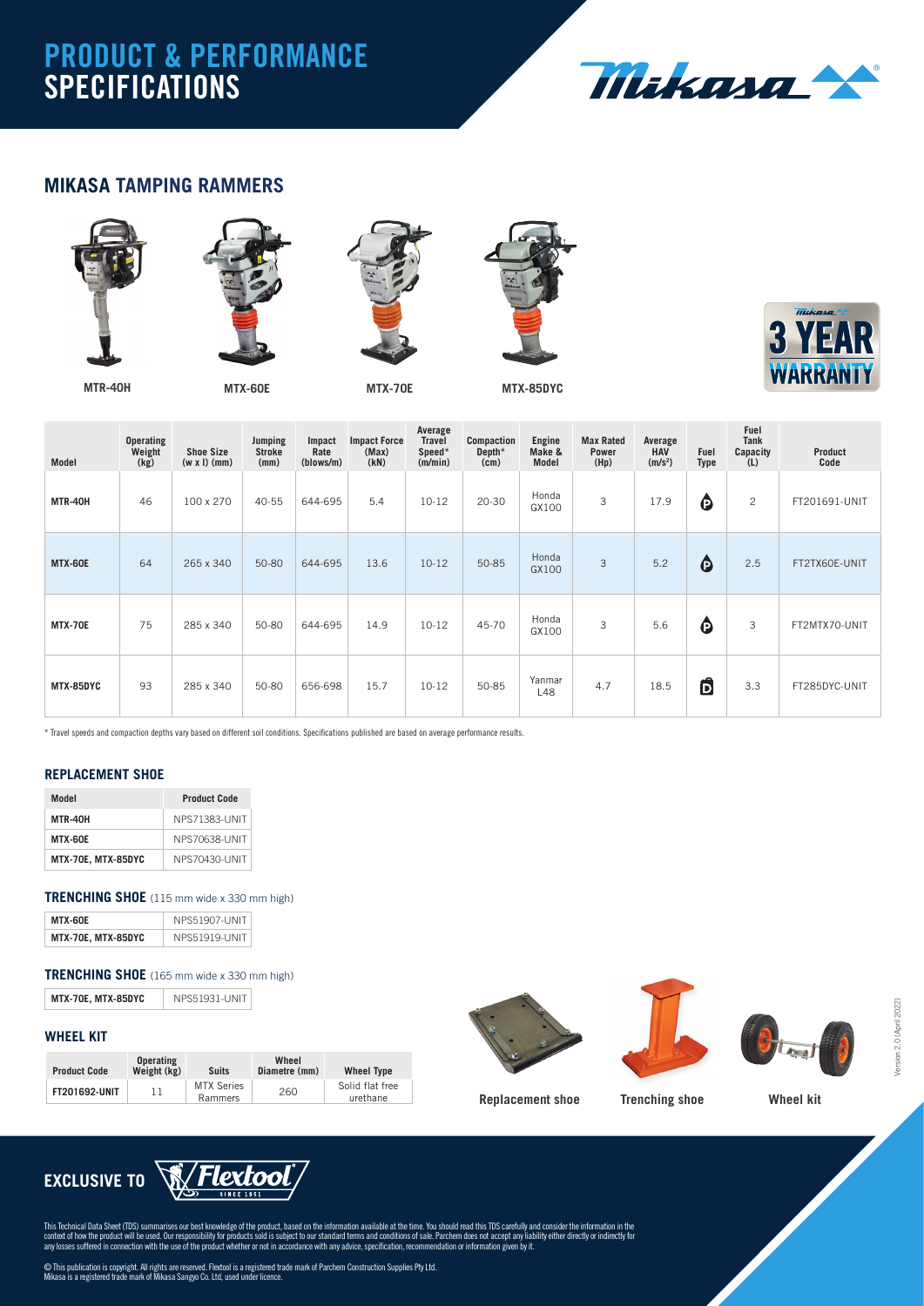# PRODUCT & PERFORMANCE SPECIFICATIONS

## MIKASA TAMPING RAMMERS

MTR-40H

MTX-60E

MTX-70E

MTX-85DYC

3 YEAR WARRANTY

| Model | Operating Weight (kg) | Shoe Size (w x l) (mm) | Jumping Stroke (mm) | Impact Rate (blows/m) | Impact Force (Max) (kN) | Average Travel Speed* (m/min) | Compaction Depth* (cm) | Engine Make & Model | Max Rated Power (Hp) | Average HAV ($m/s^2$) | Fuel Type | Fuel Tank Capacity (L) | Product Code |
|---|---|---|---|---|---|---|---|---|---|---|---|---|---|
| **MTR-40H** | 46 | 100 x 270 | 40-55 | 644-695 | 5.4 | 10-12 | 20-30 | Honda GX100 | 3 | 17.9 | P | 2 | FT201691-UNIT |
| **MTX-60E** | 64 | 265 x 340 | 50-80 | 644-695 | 13.6 | 10-12 | 50-85 | Honda GX100 | 3 | 5.2 | P | 2.5 | FT2TX60E-UNIT |
| **MTX-70E** | 75 | 285 x 340 | 50-80 | 644-695 | 14.9 | 10-12 | 45-70 | Honda GX100 | 3 | 5.6 | P | 3 | FT2MTX70-UNIT |
| **MTX-85DYC** | 93 | 285 x 340 | 50-80 | 656-698 | 15.7 | 10-12 | 50-85 | Yanmar L48 | 4.7 | 18.5 | D | 3.3 | FT285DYC-UNIT |

\* Travel speeds and compaction depths vary based on different soil conditions. Specifications published are based on average performance results.

### REPLACEMENT SHOE

| Model | Product Code |
|---|---|
| **MTR-40H** | NPS71383-UNIT |
| **MTX-60E** | NPS70638-UNIT |
| **MTX-70E, MTX-85DYC** | NPS70430-UNIT |

### TRENCHING SHOE (115 mm wide x 330 mm high)

| | |
|---|---|
| **MTX-60E** | NPS51907-UNIT |
| **MTX-70E, MTX-85DYC** | NPS51919-UNIT |

### TRENCHING SHOE (165 mm wide x 330 mm high)

| | |
|---|---|
| **MTX-70E, MTX-85DYC** | NPS51931-UNIT |

### WHEEL KIT

| Product Code | Operating Weight (kg) | Suits | Wheel Diametre (mm) | Wheel Type |
|---|---|---|---|---|
| **FT201692-UNIT** | 11 | MTX Series Rammers | 260 | Solid flat free urethane |

Replacement shoe

Trenching shoe

Wheel kit

Version 2.0 (April 2022)

EXCLUSIVE TO Flextool SINCE 1951

This Technical Data Sheet (TDS) summarises our best knowledge of the product, based on the information available at the time. You should read this TDS carefully and consider the information in the context of how the product will be used. Our responsibility for products sold is subject to our standard terms and conditions of sale. Parchem does not accept any liability either directly or indirectly for any losses suffered in connection with the use of the product whether or not in accordance with any advice, specification, recommendation or information given by it.

© This publication is copyright. All rights are reserved. Flextool is a registered trade mark of Parchem Construction Supplies Pty Ltd. Mikasa is a registered trade mark of Mikasa Sangyo Co. Ltd, used under licence.